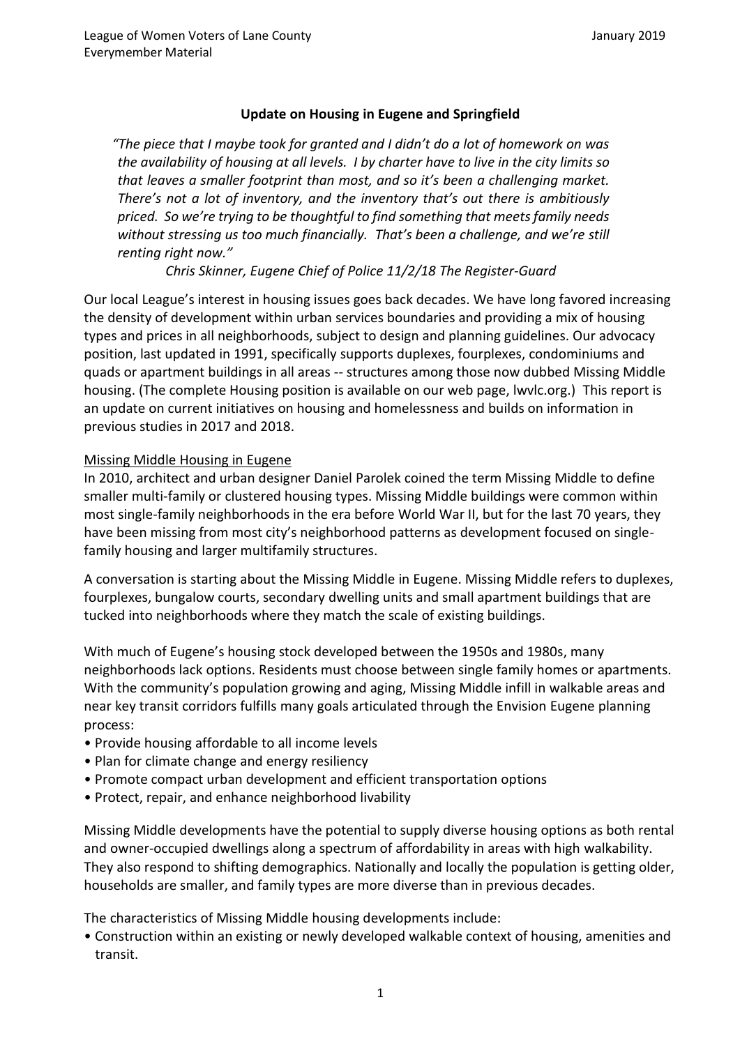**Update on Housing in Eugene and Springfield**

> *"The piece that I maybe took for granted and I didn't do a lot of homework on was the availability of housing at all levels. I by charter have to live in the city limits so that leaves a smaller footprint than most, and so it's been a challenging market. There's not a lot of inventory, and the inventory that's out there is ambitiously priced. So we're trying to be thoughtful to find something that meets family needs without stressing us too much financially. That's been a challenge, and we're still renting right now."*
>
> *Chris Skinner, Eugene Chief of Police 11/2/18 The Register-Guard*

Our local League's interest in housing issues goes back decades. We have long favored increasing the density of development within urban services boundaries and providing a mix of housing types and prices in all neighborhoods, subject to design and planning guidelines. Our advocacy position, last updated in 1991, specifically supports duplexes, fourplexes, condominiums and quads or apartment buildings in all areas -- structures among those now dubbed Missing Middle housing. (The complete Housing position is available on our web page, lwvlc.org.) This report is an update on current initiatives on housing and homelessness and builds on information in previous studies in 2017 and 2018.

<u>Missing Middle Housing in Eugene</u>

In 2010, architect and urban designer Daniel Parolek coined the term Missing Middle to define smaller multi-family or clustered housing types. Missing Middle buildings were common within most single-family neighborhoods in the era before World War II, but for the last 70 years, they have been missing from most city's neighborhood patterns as development focused on single-family housing and larger multifamily structures.

A conversation is starting about the Missing Middle in Eugene. Missing Middle refers to duplexes, fourplexes, bungalow courts, secondary dwelling units and small apartment buildings that are tucked into neighborhoods where they match the scale of existing buildings.

With much of Eugene's housing stock developed between the 1950s and 1980s, many neighborhoods lack options. Residents must choose between single family homes or apartments. With the community's population growing and aging, Missing Middle infill in walkable areas and near key transit corridors fulfills many goals articulated through the Envision Eugene planning process:

- Provide housing affordable to all income levels
- Plan for climate change and energy resiliency
- Promote compact urban development and efficient transportation options
- Protect, repair, and enhance neighborhood livability

Missing Middle developments have the potential to supply diverse housing options as both rental and owner-occupied dwellings along a spectrum of affordability in areas with high walkability. They also respond to shifting demographics. Nationally and locally the population is getting older, households are smaller, and family types are more diverse than in previous decades.

The characteristics of Missing Middle housing developments include:

- Construction within an existing or newly developed walkable context of housing, amenities and transit.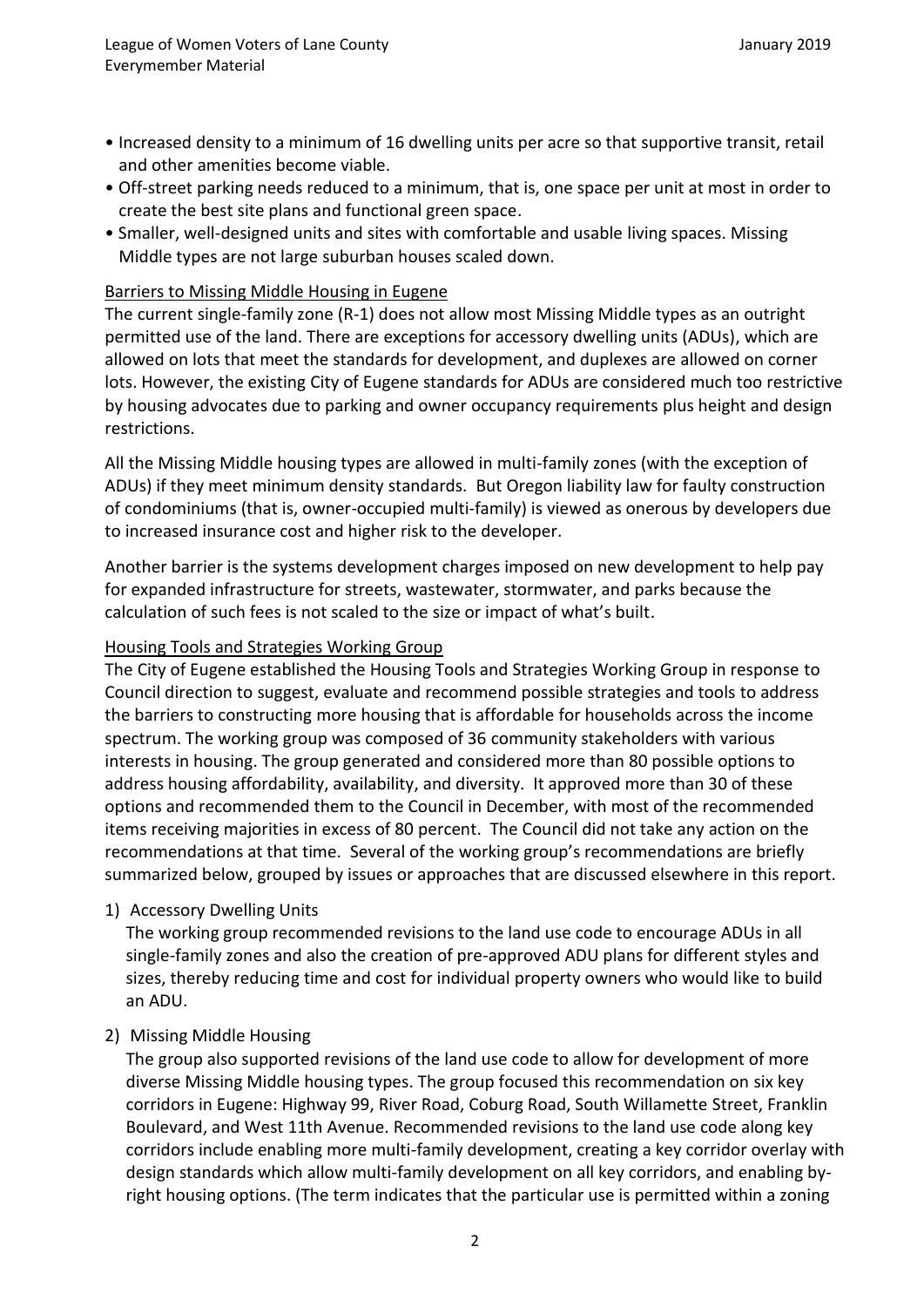- Increased density to a minimum of 16 dwelling units per acre so that supportive transit, retail and other amenities become viable.
- Off-street parking needs reduced to a minimum, that is, one space per unit at most in order to create the best site plans and functional green space.
- Smaller, well-designed units and sites with comfortable and usable living spaces. Missing Middle types are not large suburban houses scaled down.

### Barriers to Missing Middle Housing in Eugene

The current single-family zone (R-1) does not allow most Missing Middle types as an outright permitted use of the land. There are exceptions for accessory dwelling units (ADUs), which are allowed on lots that meet the standards for development, and duplexes are allowed on corner lots. However, the existing City of Eugene standards for ADUs are considered much too restrictive by housing advocates due to parking and owner occupancy requirements plus height and design restrictions.

All the Missing Middle housing types are allowed in multi-family zones (with the exception of ADUs) if they meet minimum density standards. But Oregon liability law for faulty construction of condominiums (that is, owner-occupied multi-family) is viewed as onerous by developers due to increased insurance cost and higher risk to the developer.

Another barrier is the systems development charges imposed on new development to help pay for expanded infrastructure for streets, wastewater, stormwater, and parks because the calculation of such fees is not scaled to the size or impact of what's built.

### Housing Tools and Strategies Working Group

The City of Eugene established the Housing Tools and Strategies Working Group in response to Council direction to suggest, evaluate and recommend possible strategies and tools to address the barriers to constructing more housing that is affordable for households across the income spectrum. The working group was composed of 36 community stakeholders with various interests in housing. The group generated and considered more than 80 possible options to address housing affordability, availability, and diversity. It approved more than 30 of these options and recommended them to the Council in December, with most of the recommended items receiving majorities in excess of 80 percent. The Council did not take any action on the recommendations at that time. Several of the working group's recommendations are briefly summarized below, grouped by issues or approaches that are discussed elsewhere in this report.

1) Accessory Dwelling Units

   The working group recommended revisions to the land use code to encourage ADUs in all single-family zones and also the creation of pre-approved ADU plans for different styles and sizes, thereby reducing time and cost for individual property owners who would like to build an ADU.

2) Missing Middle Housing

   The group also supported revisions of the land use code to allow for development of more diverse Missing Middle housing types. The group focused this recommendation on six key corridors in Eugene: Highway 99, River Road, Coburg Road, South Willamette Street, Franklin Boulevard, and West 11th Avenue. Recommended revisions to the land use code along key corridors include enabling more multi-family development, creating a key corridor overlay with design standards which allow multi-family development on all key corridors, and enabling by-right housing options. (The term indicates that the particular use is permitted within a zoning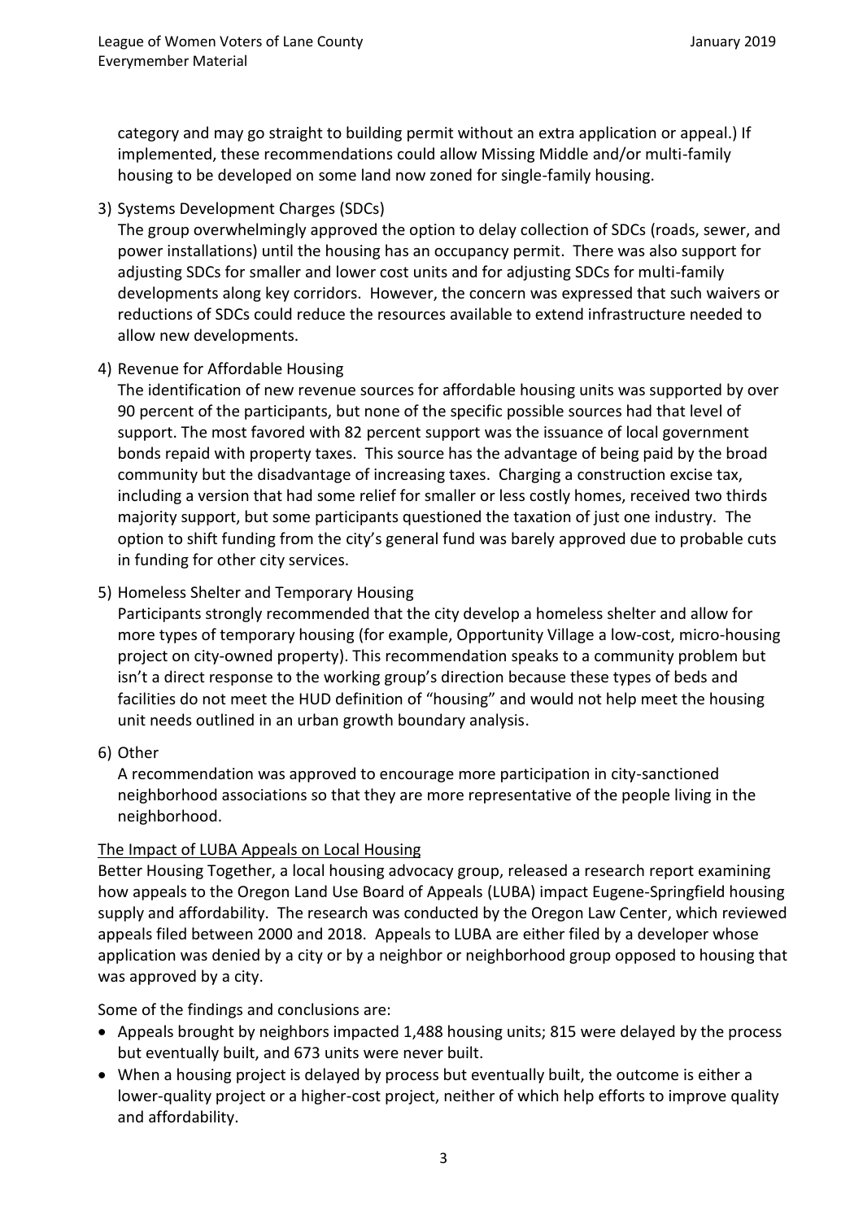category and may go straight to building permit without an extra application or appeal.) If implemented, these recommendations could allow Missing Middle and/or multi-family housing to be developed on some land now zoned for single-family housing.

3) Systems Development Charges (SDCs)
   The group overwhelmingly approved the option to delay collection of SDCs (roads, sewer, and power installations) until the housing has an occupancy permit. There was also support for adjusting SDCs for smaller and lower cost units and for adjusting SDCs for multi-family developments along key corridors. However, the concern was expressed that such waivers or reductions of SDCs could reduce the resources available to extend infrastructure needed to allow new developments.

4) Revenue for Affordable Housing
   The identification of new revenue sources for affordable housing units was supported by over 90 percent of the participants, but none of the specific possible sources had that level of support. The most favored with 82 percent support was the issuance of local government bonds repaid with property taxes. This source has the advantage of being paid by the broad community but the disadvantage of increasing taxes. Charging a construction excise tax, including a version that had some relief for smaller or less costly homes, received two thirds majority support, but some participants questioned the taxation of just one industry. The option to shift funding from the city's general fund was barely approved due to probable cuts in funding for other city services.

5) Homeless Shelter and Temporary Housing
   Participants strongly recommended that the city develop a homeless shelter and allow for more types of temporary housing (for example, Opportunity Village a low-cost, micro-housing project on city-owned property). This recommendation speaks to a community problem but isn't a direct response to the working group's direction because these types of beds and facilities do not meet the HUD definition of "housing" and would not help meet the housing unit needs outlined in an urban growth boundary analysis.

6) Other
   A recommendation was approved to encourage more participation in city-sanctioned neighborhood associations so that they are more representative of the people living in the neighborhood.

<u>The Impact of LUBA Appeals on Local Housing</u>

Better Housing Together, a local housing advocacy group, released a research report examining how appeals to the Oregon Land Use Board of Appeals (LUBA) impact Eugene-Springfield housing supply and affordability. The research was conducted by the Oregon Law Center, which reviewed appeals filed between 2000 and 2018. Appeals to LUBA are either filed by a developer whose application was denied by a city or by a neighbor or neighborhood group opposed to housing that was approved by a city.

Some of the findings and conclusions are:

- Appeals brought by neighbors impacted 1,488 housing units; 815 were delayed by the process but eventually built, and 673 units were never built.
- When a housing project is delayed by process but eventually built, the outcome is either a lower-quality project or a higher-cost project, neither of which help efforts to improve quality and affordability.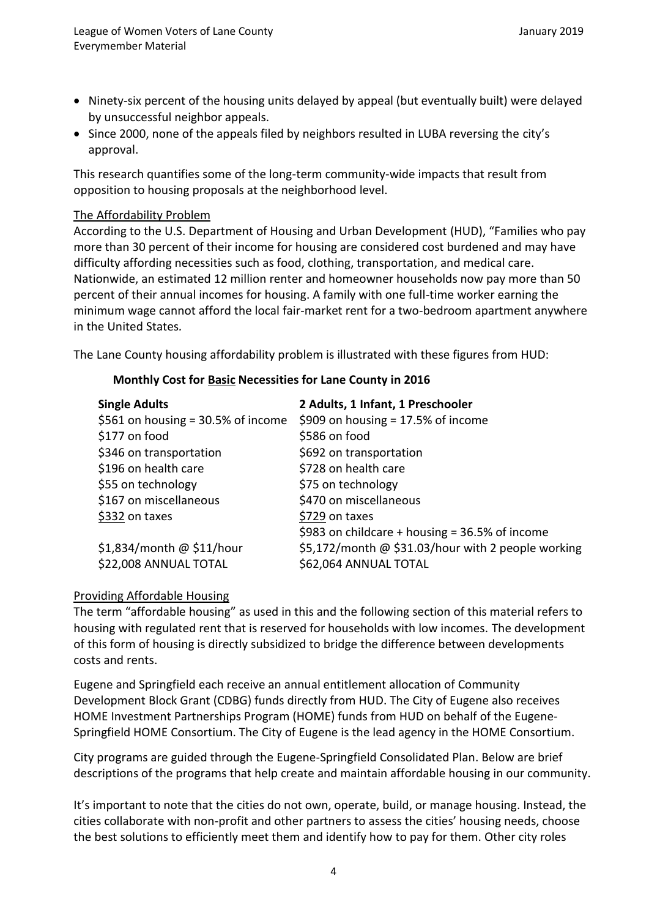- Ninety-six percent of the housing units delayed by appeal (but eventually built) were delayed by unsuccessful neighbor appeals.
- Since 2000, none of the appeals filed by neighbors resulted in LUBA reversing the city's approval.

This research quantifies some of the long-term community-wide impacts that result from opposition to housing proposals at the neighborhood level.

## The Affordability Problem

According to the U.S. Department of Housing and Urban Development (HUD), "Families who pay more than 30 percent of their income for housing are considered cost burdened and may have difficulty affording necessities such as food, clothing, transportation, and medical care. Nationwide, an estimated 12 million renter and homeowner households now pay more than 50 percent of their annual incomes for housing. A family with one full-time worker earning the minimum wage cannot afford the local fair-market rent for a two-bedroom apartment anywhere in the United States.

The Lane County housing affordability problem is illustrated with these figures from HUD:

**Monthly Cost for Basic Necessities for Lane County in 2016**

| Single Adults | 2 Adults, 1 Infant, 1 Preschooler |
|---|---|
| $561 on housing = 30.5% of income | $909 on housing = 17.5% of income |
| $177 on food | $586 on food |
| $346 on transportation | $692 on transportation |
| $196 on health care | $728 on health care |
| $55 on technology | $75 on technology |
| $167 on miscellaneous | $470 on miscellaneous |
| $332 on taxes | $729 on taxes |
| | $983 on childcare + housing = 36.5% of income |
| $1,834/month @ $11/hour | $5,172/month @ $31.03/hour with 2 people working |
| $22,008 ANNUAL TOTAL | $62,064 ANNUAL TOTAL |

## Providing Affordable Housing

The term "affordable housing" as used in this and the following section of this material refers to housing with regulated rent that is reserved for households with low incomes. The development of this form of housing is directly subsidized to bridge the difference between developments costs and rents.

Eugene and Springfield each receive an annual entitlement allocation of Community Development Block Grant (CDBG) funds directly from HUD. The City of Eugene also receives HOME Investment Partnerships Program (HOME) funds from HUD on behalf of the Eugene-Springfield HOME Consortium. The City of Eugene is the lead agency in the HOME Consortium.

City programs are guided through the Eugene-Springfield Consolidated Plan. Below are brief descriptions of the programs that help create and maintain affordable housing in our community.

It's important to note that the cities do not own, operate, build, or manage housing. Instead, the cities collaborate with non-profit and other partners to assess the cities' housing needs, choose the best solutions to efficiently meet them and identify how to pay for them. Other city roles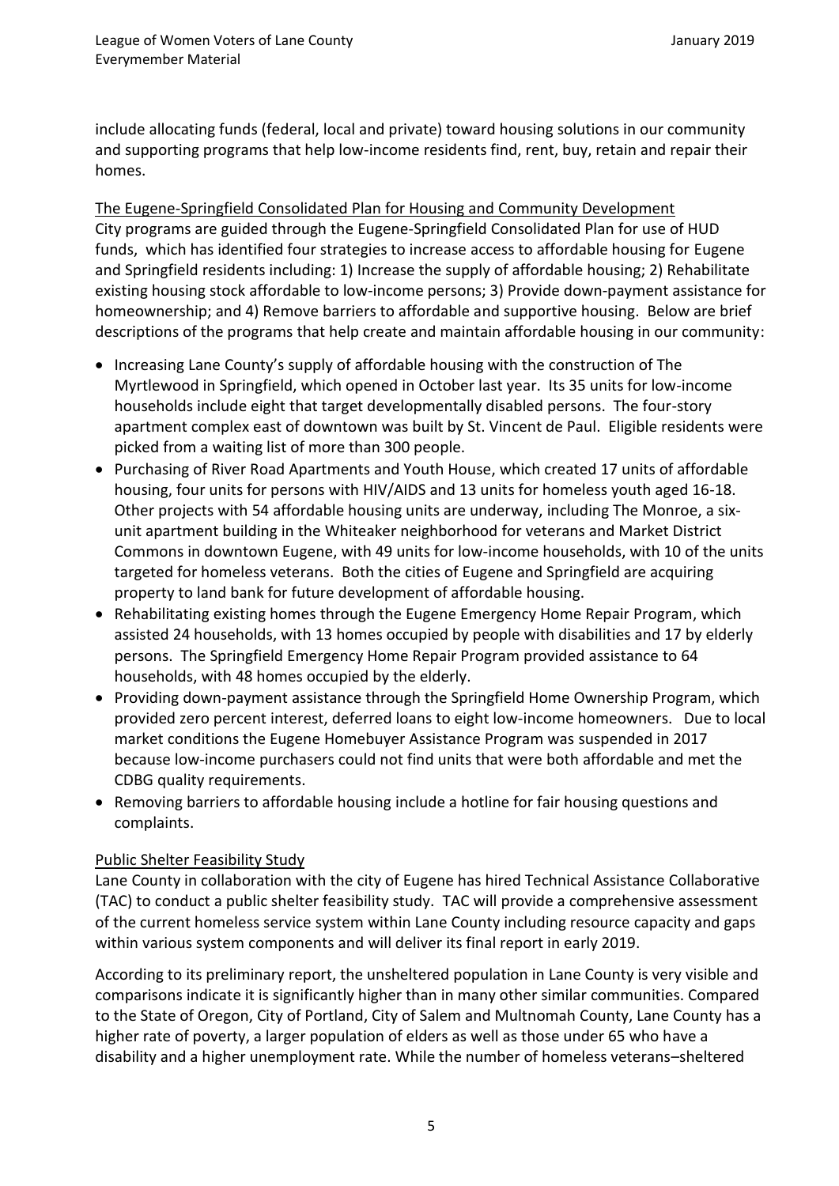include allocating funds (federal, local and private) toward housing solutions in our community and supporting programs that help low-income residents find, rent, buy, retain and repair their homes.

The Eugene-Springfield Consolidated Plan for Housing and Community Development

City programs are guided through the Eugene-Springfield Consolidated Plan for use of HUD funds, which has identified four strategies to increase access to affordable housing for Eugene and Springfield residents including: 1) Increase the supply of affordable housing; 2) Rehabilitate existing housing stock affordable to low-income persons; 3) Provide down-payment assistance for homeownership; and 4) Remove barriers to affordable and supportive housing. Below are brief descriptions of the programs that help create and maintain affordable housing in our community:

- Increasing Lane County's supply of affordable housing with the construction of The Myrtlewood in Springfield, which opened in October last year. Its 35 units for low-income households include eight that target developmentally disabled persons. The four-story apartment complex east of downtown was built by St. Vincent de Paul. Eligible residents were picked from a waiting list of more than 300 people.
- Purchasing of River Road Apartments and Youth House, which created 17 units of affordable housing, four units for persons with HIV/AIDS and 13 units for homeless youth aged 16-18. Other projects with 54 affordable housing units are underway, including The Monroe, a six-unit apartment building in the Whiteaker neighborhood for veterans and Market District Commons in downtown Eugene, with 49 units for low-income households, with 10 of the units targeted for homeless veterans. Both the cities of Eugene and Springfield are acquiring property to land bank for future development of affordable housing.
- Rehabilitating existing homes through the Eugene Emergency Home Repair Program, which assisted 24 households, with 13 homes occupied by people with disabilities and 17 by elderly persons. The Springfield Emergency Home Repair Program provided assistance to 64 households, with 48 homes occupied by the elderly.
- Providing down-payment assistance through the Springfield Home Ownership Program, which provided zero percent interest, deferred loans to eight low-income homeowners. Due to local market conditions the Eugene Homebuyer Assistance Program was suspended in 2017 because low-income purchasers could not find units that were both affordable and met the CDBG quality requirements.
- Removing barriers to affordable housing include a hotline for fair housing questions and complaints.

Public Shelter Feasibility Study

Lane County in collaboration with the city of Eugene has hired Technical Assistance Collaborative (TAC) to conduct a public shelter feasibility study. TAC will provide a comprehensive assessment of the current homeless service system within Lane County including resource capacity and gaps within various system components and will deliver its final report in early 2019.

According to its preliminary report, the unsheltered population in Lane County is very visible and comparisons indicate it is significantly higher than in many other similar communities. Compared to the State of Oregon, City of Portland, City of Salem and Multnomah County, Lane County has a higher rate of poverty, a larger population of elders as well as those under 65 who have a disability and a higher unemployment rate. While the number of homeless veterans–sheltered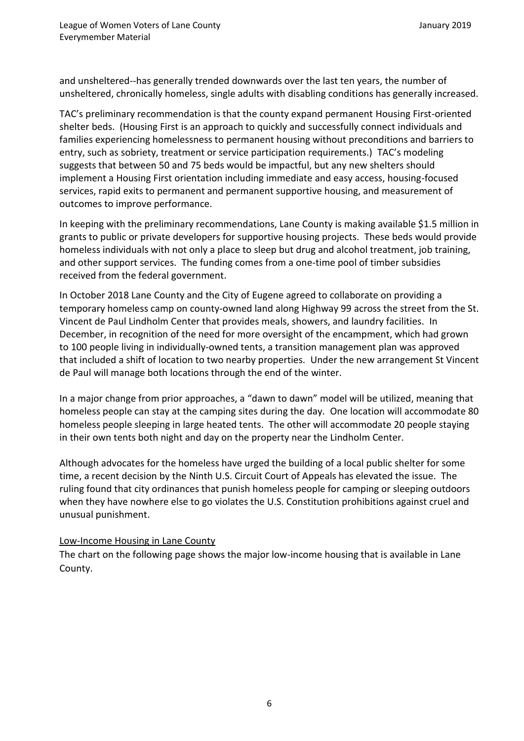and unsheltered--has generally trended downwards over the last ten years, the number of unsheltered, chronically homeless, single adults with disabling conditions has generally increased.

TAC's preliminary recommendation is that the county expand permanent Housing First-oriented shelter beds. (Housing First is an approach to quickly and successfully connect individuals and families experiencing homelessness to permanent housing without preconditions and barriers to entry, such as sobriety, treatment or service participation requirements.) TAC's modeling suggests that between 50 and 75 beds would be impactful, but any new shelters should implement a Housing First orientation including immediate and easy access, housing-focused services, rapid exits to permanent and permanent supportive housing, and measurement of outcomes to improve performance.

In keeping with the preliminary recommendations, Lane County is making available $1.5 million in grants to public or private developers for supportive housing projects. These beds would provide homeless individuals with not only a place to sleep but drug and alcohol treatment, job training, and other support services. The funding comes from a one-time pool of timber subsidies received from the federal government.

In October 2018 Lane County and the City of Eugene agreed to collaborate on providing a temporary homeless camp on county-owned land along Highway 99 across the street from the St. Vincent de Paul Lindholm Center that provides meals, showers, and laundry facilities. In December, in recognition of the need for more oversight of the encampment, which had grown to 100 people living in individually-owned tents, a transition management plan was approved that included a shift of location to two nearby properties. Under the new arrangement St Vincent de Paul will manage both locations through the end of the winter.

In a major change from prior approaches, a "dawn to dawn" model will be utilized, meaning that homeless people can stay at the camping sites during the day. One location will accommodate 80 homeless people sleeping in large heated tents. The other will accommodate 20 people staying in their own tents both night and day on the property near the Lindholm Center.

Although advocates for the homeless have urged the building of a local public shelter for some time, a recent decision by the Ninth U.S. Circuit Court of Appeals has elevated the issue. The ruling found that city ordinances that punish homeless people for camping or sleeping outdoors when they have nowhere else to go violates the U.S. Constitution prohibitions against cruel and unusual punishment.

<u>Low-Income Housing in Lane County</u>

The chart on the following page shows the major low-income housing that is available in Lane County.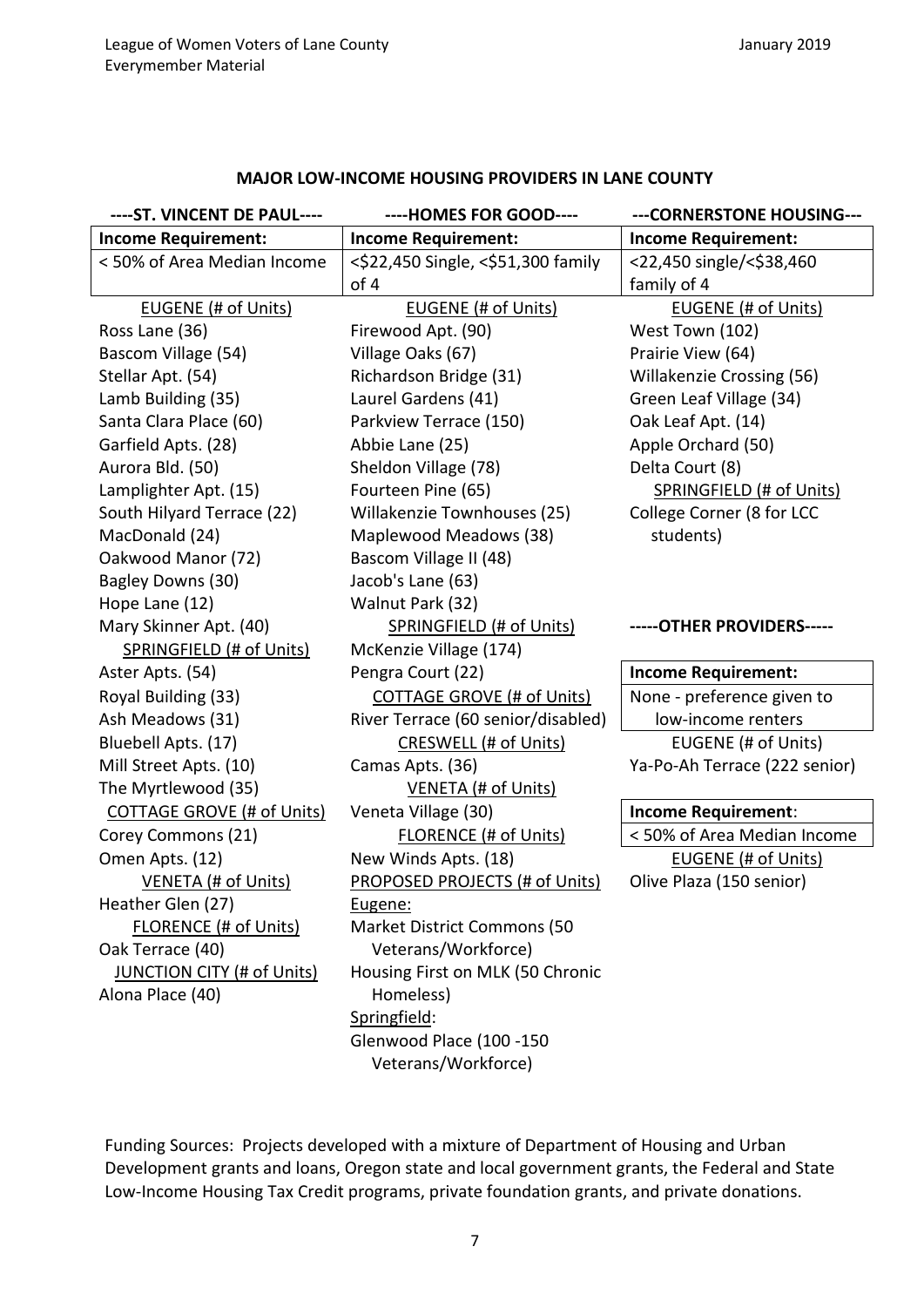## MAJOR LOW-INCOME HOUSING PROVIDERS IN LANE COUNTY

### ----ST. VINCENT DE PAUL----

| Income Requirement: |
| --- |
| < 50% of Area Median Income |

EUGENE (# of Units)

- Ross Lane (36)
- Bascom Village (54)
- Stellar Apt. (54)
- Lamb Building (35)
- Santa Clara Place (60)
- Garfield Apts. (28)
- Aurora Bld. (50)
- Lamplighter Apt. (15)
- South Hilyard Terrace (22)
- MacDonald (24)
- Oakwood Manor (72)
- Bagley Downs (30)
- Hope Lane (12)
- Mary Skinner Apt. (40)

SPRINGFIELD (# of Units)

- Aster Apts. (54)
- Royal Building (33)
- Ash Meadows (31)
- Bluebell Apts. (17)
- Mill Street Apts. (10)
- The Myrtlewood (35)

COTTAGE GROVE (# of Units)

- Corey Commons (21)
- Omen Apts. (12)

VENETA (# of Units)

- Heather Glen (27)

FLORENCE (# of Units)

- Oak Terrace (40)

JUNCTION CITY (# of Units)

- Alona Place (40)

### ----HOMES FOR GOOD----

| Income Requirement: |
| --- |
| <$22,450 Single, <$51,300 family of 4 |

EUGENE (# of Units)

- Firewood Apt. (90)
- Village Oaks (67)
- Richardson Bridge (31)
- Laurel Gardens (41)
- Parkview Terrace (150)
- Abbie Lane (25)
- Sheldon Village (78)
- Fourteen Pine (65)
- Willakenzie Townhouses (25)
- Maplewood Meadows (38)
- Bascom Village II (48)
- Jacob's Lane (63)
- Walnut Park (32)

SPRINGFIELD (# of Units)

- McKenzie Village (174)
- Pengra Court (22)

COTTAGE GROVE (# of Units)

- River Terrace (60 senior/disabled)

CRESWELL (# of Units)

- Camas Apts. (36)

VENETA (# of Units)

- Veneta Village (30)

FLORENCE (# of Units)

- New Winds Apts. (18)

PROPOSED PROJECTS (# of Units)

Eugene:

- Market District Commons (50 Veterans/Workforce)
- Housing First on MLK (50 Chronic Homeless)

Springfield:

- Glenwood Place (100 -150 Veterans/Workforce)

### ---CORNERSTONE HOUSING---

| Income Requirement: |
| --- |
| <22,450 single/<$38,460 family of 4 |

EUGENE (# of Units)

- West Town (102)
- Prairie View (64)
- Willakenzie Crossing (56)
- Green Leaf Village (34)
- Oak Leaf Apt. (14)
- Apple Orchard (50)
- Delta Court (8)

SPRINGFIELD (# of Units)

- College Corner (8 for LCC students)

### -----OTHER PROVIDERS-----

| Income Requirement: |
| --- |
| None - preference given to low-income renters |

EUGENE (# of Units)

- Ya-Po-Ah Terrace (222 senior)

| Income Requirement: |
| --- |
| < 50% of Area Median Income |

EUGENE (# of Units)

- Olive Plaza (150 senior)

Funding Sources: Projects developed with a mixture of Department of Housing and Urban Development grants and loans, Oregon state and local government grants, the Federal and State Low-Income Housing Tax Credit programs, private foundation grants, and private donations.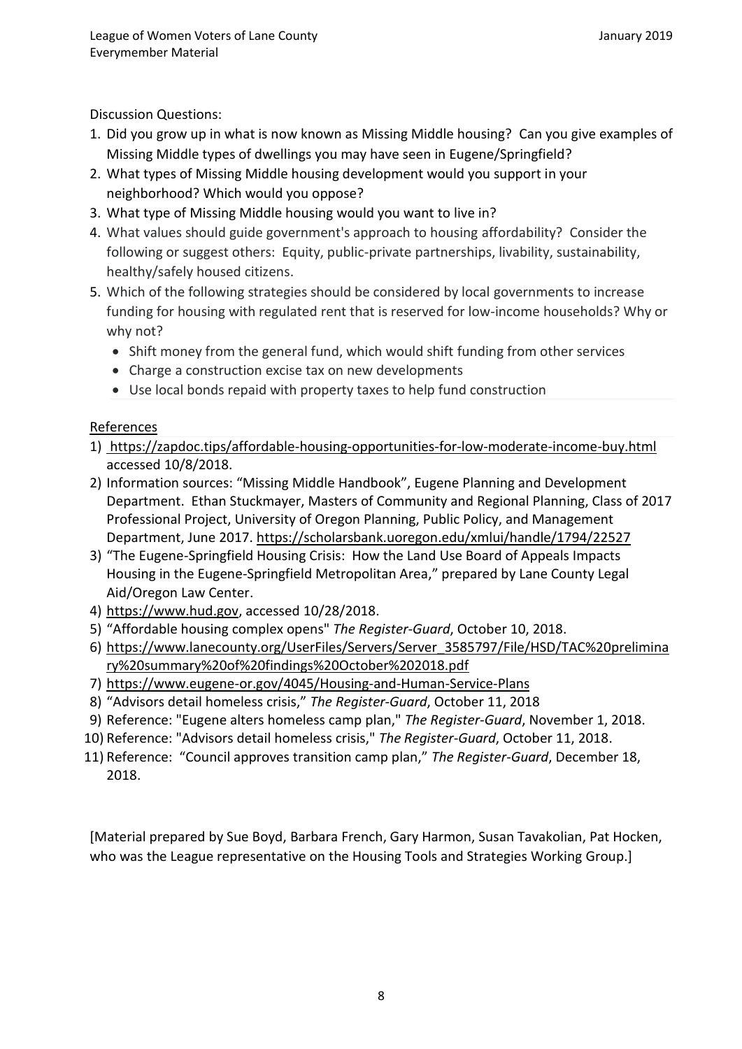Discussion Questions:

1. Did you grow up in what is now known as Missing Middle housing? Can you give examples of Missing Middle types of dwellings you may have seen in Eugene/Springfield?
2. What types of Missing Middle housing development would you support in your neighborhood? Which would you oppose?
3. What type of Missing Middle housing would you want to live in?
4. What values should guide government's approach to housing affordability? Consider the following or suggest others: Equity, public-private partnerships, livability, sustainability, healthy/safely housed citizens.
5. Which of the following strategies should be considered by local governments to increase funding for housing with regulated rent that is reserved for low-income households? Why or why not?
   - Shift money from the general fund, which would shift funding from other services
   - Charge a construction excise tax on new developments
   - Use local bonds repaid with property taxes to help fund construction

References

1) https://zapdoc.tips/affordable-housing-opportunities-for-low-moderate-income-buy.html accessed 10/8/2018.
2) Information sources: "Missing Middle Handbook", Eugene Planning and Development Department. Ethan Stuckmayer, Masters of Community and Regional Planning, Class of 2017 Professional Project, University of Oregon Planning, Public Policy, and Management Department, June 2017. https://scholarsbank.uoregon.edu/xmlui/handle/1794/22527
3) "The Eugene-Springfield Housing Crisis: How the Land Use Board of Appeals Impacts Housing in the Eugene-Springfield Metropolitan Area," prepared by Lane County Legal Aid/Oregon Law Center.
4) https://www.hud.gov, accessed 10/28/2018.
5) "Affordable housing complex opens" *The Register-Guard*, October 10, 2018.
6) https://www.lanecounty.org/UserFiles/Servers/Server_3585797/File/HSD/TAC%20preliminary%20summary%20of%20findings%20October%202018.pdf
7) https://www.eugene-or.gov/4045/Housing-and-Human-Service-Plans
8) "Advisors detail homeless crisis," *The Register-Guard*, October 11, 2018
9) Reference: "Eugene alters homeless camp plan," *The Register-Guard*, November 1, 2018.
10) Reference: "Advisors detail homeless crisis," *The Register-Guard*, October 11, 2018.
11) Reference: "Council approves transition camp plan," *The Register-Guard*, December 18, 2018.

[Material prepared by Sue Boyd, Barbara French, Gary Harmon, Susan Tavakolian, Pat Hocken, who was the League representative on the Housing Tools and Strategies Working Group.]